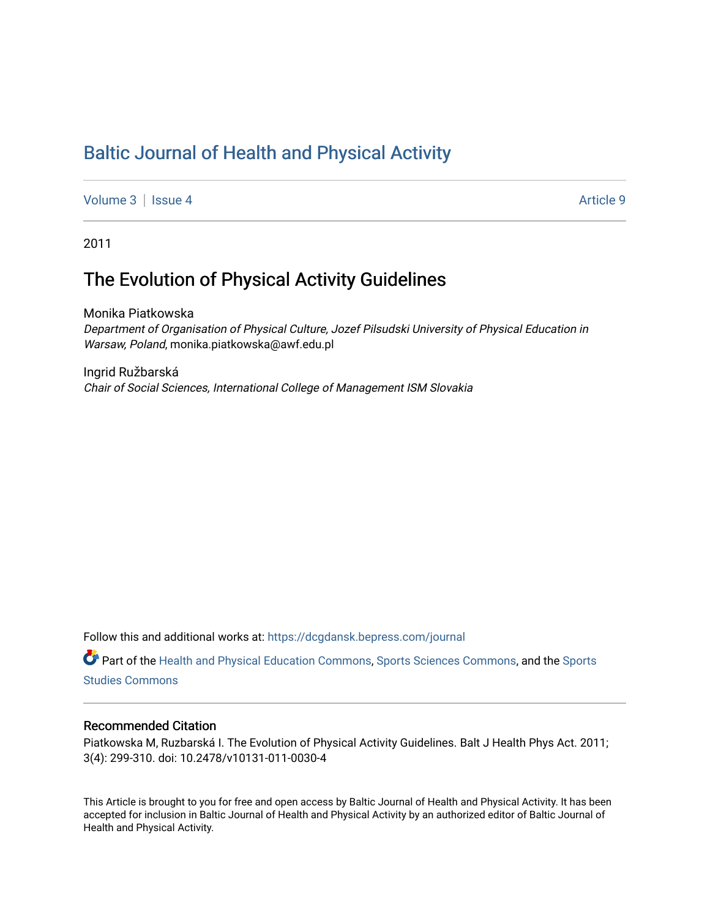# Baltic Journal of Health and Physical Activity

Volume 3 | Issue 4 | Article 9

2011

## The Evolution of Physical Activity Guidelines

Monika Piatkowska
*Department of Organisation of Physical Culture, Jozef Pilsudski University of Physical Education in Warsaw, Poland*, monika.piatkowska@awf.edu.pl

Ingrid Ružbarská
*Chair of Social Sciences, International College of Management ISM Slovakia*

Follow this and additional works at: https://dcgdansk.bepress.com/journal

Part of the Health and Physical Education Commons, Sports Sciences Commons, and the Sports Studies Commons

### Recommended Citation

Piatkowska M, Ruzbarská I. The Evolution of Physical Activity Guidelines. Balt J Health Phys Act. 2011; 3(4): 299-310. doi: 10.2478/v10131-011-0030-4

This Article is brought to you for free and open access by Baltic Journal of Health and Physical Activity. It has been accepted for inclusion in Baltic Journal of Health and Physical Activity by an authorized editor of Baltic Journal of Health and Physical Activity.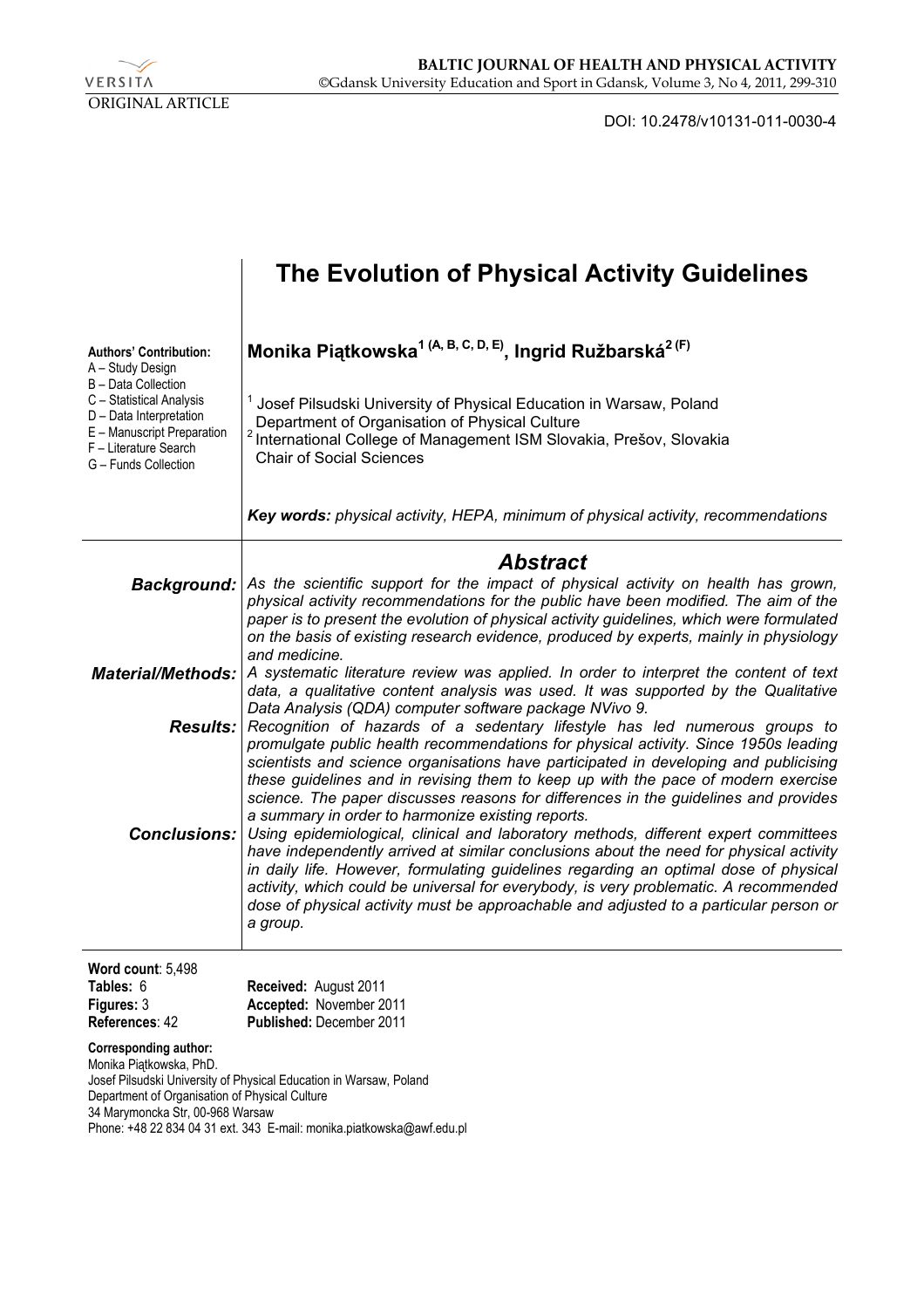ORIGINAL ARTICLE

DOI: 10.2478/v10131-011-0030-4

# The Evolution of Physical Activity Guidelines

**Authors' Contribution:**
A – Study Design
B – Data Collection
C – Statistical Analysis
D – Data Interpretation
E – Manuscript Preparation
F – Literature Search
G – Funds Collection

**Monika Piątkowska[1 (A, B, C, D, E)], Ingrid Ružbarská[2 (F)]**

[1] Josef Pilsudski University of Physical Education in Warsaw, Poland
Department of Organisation of Physical Culture
[2] International College of Management ISM Slovakia, Prešov, Slovakia
Chair of Social Sciences

***Key words:*** *physical activity, HEPA, minimum of physical activity, recommendations*

## *Abstract*

***Background:*** *As the scientific support for the impact of physical activity on health has grown, physical activity recommendations for the public have been modified. The aim of the paper is to present the evolution of physical activity guidelines, which were formulated on the basis of existing research evidence, produced by experts, mainly in physiology and medicine.*

***Material/Methods:*** *A systematic literature review was applied. In order to interpret the content of text data, a qualitative content analysis was used. It was supported by the Qualitative Data Analysis (QDA) computer software package NVivo 9.*

***Results:*** *Recognition of hazards of a sedentary lifestyle has led numerous groups to promulgate public health recommendations for physical activity. Since 1950s leading scientists and science organisations have participated in developing and publicising these guidelines and in revising them to keep up with the pace of modern exercise science. The paper discusses reasons for differences in the guidelines and provides a summary in order to harmonize existing reports.*

***Conclusions:*** *Using epidemiological, clinical and laboratory methods, different expert committees have independently arrived at similar conclusions about the need for physical activity in daily life. However, formulating guidelines regarding an optimal dose of physical activity, which could be universal for everybody, is very problematic. A recommended dose of physical activity must be approachable and adjusted to a particular person or a group.*

**Word count**: 5,498
**Tables:** 6
**Figures:** 3
**References**: 42

**Received:** August 2011
**Accepted:** November 2011
**Published:** December 2011

**Corresponding author:**
Monika Piątkowska, PhD.
Josef Pilsudski University of Physical Education in Warsaw, Poland
Department of Organisation of Physical Culture
34 Marymoncka Str, 00-968 Warsaw
Phone: +48 22 834 04 31 ext. 343 E-mail: monika.piatkowska@awf.edu.pl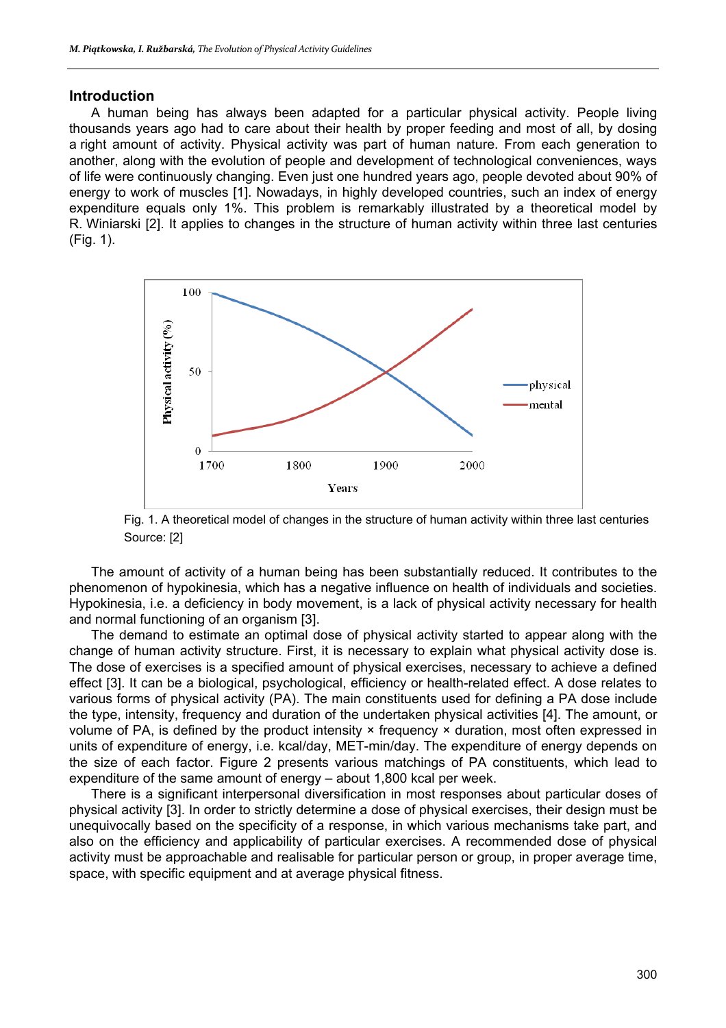## Introduction

A human being has always been adapted for a particular physical activity. People living thousands years ago had to care about their health by proper feeding and most of all, by dosing a right amount of activity. Physical activity was part of human nature. From each generation to another, along with the evolution of people and development of technological conveniences, ways of life were continuously changing. Even just one hundred years ago, people devoted about 90% of energy to work of muscles [1]. Nowadays, in highly developed countries, such an index of energy expenditure equals only 1%. This problem is remarkably illustrated by a theoretical model by R. Winiarski [2]. It applies to changes in the structure of human activity within three last centuries (Fig. 1).

Fig. 1. A theoretical model of changes in the structure of human activity within three last centuries
Source: [2]

The amount of activity of a human being has been substantially reduced. It contributes to the phenomenon of hypokinesia, which has a negative influence on health of individuals and societies. Hypokinesia, i.e. a deficiency in body movement, is a lack of physical activity necessary for health and normal functioning of an organism [3].

The demand to estimate an optimal dose of physical activity started to appear along with the change of human activity structure. First, it is necessary to explain what physical activity dose is. The dose of exercises is a specified amount of physical exercises, necessary to achieve a defined effect [3]. It can be a biological, psychological, efficiency or health-related effect. A dose relates to various forms of physical activity (PA). The main constituents used for defining a PA dose include the type, intensity, frequency and duration of the undertaken physical activities [4]. The amount, or volume of PA, is defined by the product intensity × frequency × duration, most often expressed in units of expenditure of energy, i.e. kcal/day, MET-min/day. The expenditure of energy depends on the size of each factor. Figure 2 presents various matchings of PA constituents, which lead to expenditure of the same amount of energy – about 1,800 kcal per week.

There is a significant interpersonal diversification in most responses about particular doses of physical activity [3]. In order to strictly determine a dose of physical exercises, their design must be unequivocally based on the specificity of a response, in which various mechanisms take part, and also on the efficiency and applicability of particular exercises. A recommended dose of physical activity must be approachable and realisable for particular person or group, in proper average time, space, with specific equipment and at average physical fitness.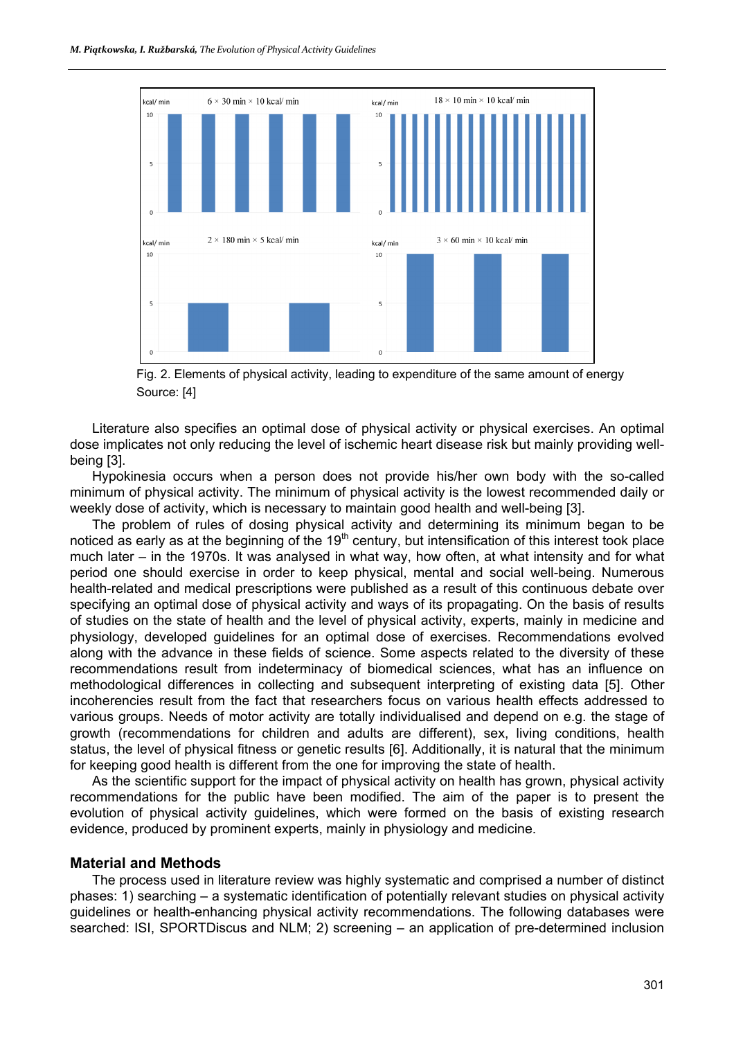Fig. 2. Elements of physical activity, leading to expenditure of the same amount of energy
Source: [4]

Literature also specifies an optimal dose of physical activity or physical exercises. An optimal dose implicates not only reducing the level of ischemic heart disease risk but mainly providing well-being [3].

Hypokinesia occurs when a person does not provide his/her own body with the so-called minimum of physical activity. The minimum of physical activity is the lowest recommended daily or weekly dose of activity, which is necessary to maintain good health and well-being [3].

The problem of rules of dosing physical activity and determining its minimum began to be noticed as early as at the beginning of the 19$^{th}$ century, but intensification of this interest took place much later – in the 1970s. It was analysed in what way, how often, at what intensity and for what period one should exercise in order to keep physical, mental and social well-being. Numerous health-related and medical prescriptions were published as a result of this continuous debate over specifying an optimal dose of physical activity and ways of its propagating. On the basis of results of studies on the state of health and the level of physical activity, experts, mainly in medicine and physiology, developed guidelines for an optimal dose of exercises. Recommendations evolved along with the advance in these fields of science. Some aspects related to the diversity of these recommendations result from indeterminacy of biomedical sciences, what has an influence on methodological differences in collecting and subsequent interpreting of existing data [5]. Other incoherencies result from the fact that researchers focus on various health effects addressed to various groups. Needs of motor activity are totally individualised and depend on e.g. the stage of growth (recommendations for children and adults are different), sex, living conditions, health status, the level of physical fitness or genetic results [6]. Additionally, it is natural that the minimum for keeping good health is different from the one for improving the state of health.

As the scientific support for the impact of physical activity on health has grown, physical activity recommendations for the public have been modified. The aim of the paper is to present the evolution of physical activity guidelines, which were formed on the basis of existing research evidence, produced by prominent experts, mainly in physiology and medicine.

## Material and Methods

The process used in literature review was highly systematic and comprised a number of distinct phases: 1) searching – a systematic identification of potentially relevant studies on physical activity guidelines or health-enhancing physical activity recommendations. The following databases were searched: ISI, SPORTDiscus and NLM; 2) screening – an application of pre-determined inclusion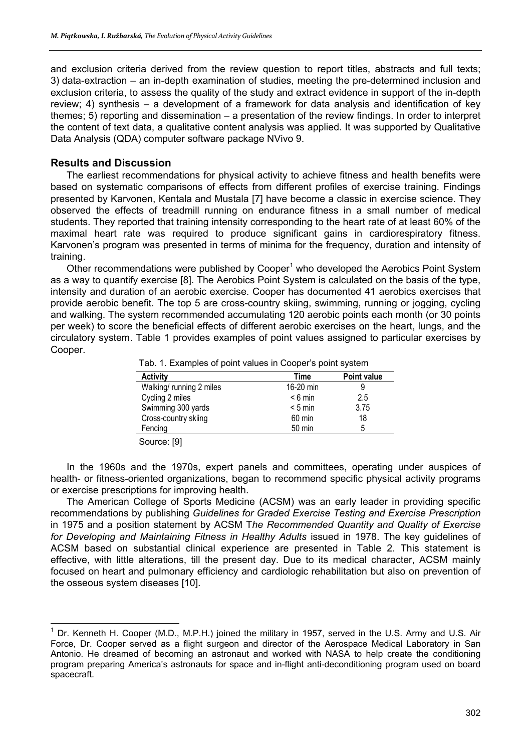and exclusion criteria derived from the review question to report titles, abstracts and full texts; 3) data-extraction – an in-depth examination of studies, meeting the pre-determined inclusion and exclusion criteria, to assess the quality of the study and extract evidence in support of the in-depth review; 4) synthesis – a development of a framework for data analysis and identification of key themes; 5) reporting and dissemination – a presentation of the review findings. In order to interpret the content of text data, a qualitative content analysis was applied. It was supported by Qualitative Data Analysis (QDA) computer software package NVivo 9.

## Results and Discussion

The earliest recommendations for physical activity to achieve fitness and health benefits were based on systematic comparisons of effects from different profiles of exercise training. Findings presented by Karvonen, Kentala and Mustala [7] have become a classic in exercise science. They observed the effects of treadmill running on endurance fitness in a small number of medical students. They reported that training intensity corresponding to the heart rate of at least 60% of the maximal heart rate was required to produce significant gains in cardiorespiratory fitness. Karvonen's program was presented in terms of minima for the frequency, duration and intensity of training.

Other recommendations were published by Cooper[1] who developed the Aerobics Point System as a way to quantify exercise [8]. The Aerobics Point System is calculated on the basis of the type, intensity and duration of an aerobic exercise. Cooper has documented 41 aerobics exercises that provide aerobic benefit. The top 5 are cross-country skiing, swimming, running or jogging, cycling and walking. The system recommended accumulating 120 aerobic points each month (or 30 points per week) to score the beneficial effects of different aerobic exercises on the heart, lungs, and the circulatory system. Table 1 provides examples of point values assigned to particular exercises by Cooper.

Tab. 1. Examples of point values in Cooper's point system

| Activity | Time | Point value |
|---|---|---|
| Walking/ running 2 miles | 16-20 min | 9 |
| Cycling 2 miles | < 6 min | 2.5 |
| Swimming 300 yards | < 5 min | 3.75 |
| Cross-country skiing | 60 min | 18 |
| Fencing | 50 min | 5 |

Source: [9]

In the 1960s and the 1970s, expert panels and committees, operating under auspices of health- or fitness-oriented organizations, began to recommend specific physical activity programs or exercise prescriptions for improving health.

The American College of Sports Medicine (ACSM) was an early leader in providing specific recommendations by publishing *Guidelines for Graded Exercise Testing and Exercise Prescription* in 1975 and a position statement by ACSM T*he Recommended Quantity and Quality of Exercise for Developing and Maintaining Fitness in Healthy Adults* issued in 1978. The key guidelines of ACSM based on substantial clinical experience are presented in Table 2. This statement is effective, with little alterations, till the present day. Due to its medical character, ACSM mainly focused on heart and pulmonary efficiency and cardiologic rehabilitation but also on prevention of the osseous system diseases [10].

---

[1] Dr. Kenneth H. Cooper (M.D., M.P.H.) joined the military in 1957, served in the U.S. Army and U.S. Air Force, Dr. Cooper served as a flight surgeon and director of the Aerospace Medical Laboratory in San Antonio. He dreamed of becoming an astronaut and worked with NASA to help create the conditioning program preparing America's astronauts for space and in-flight anti-deconditioning program used on board spacecraft.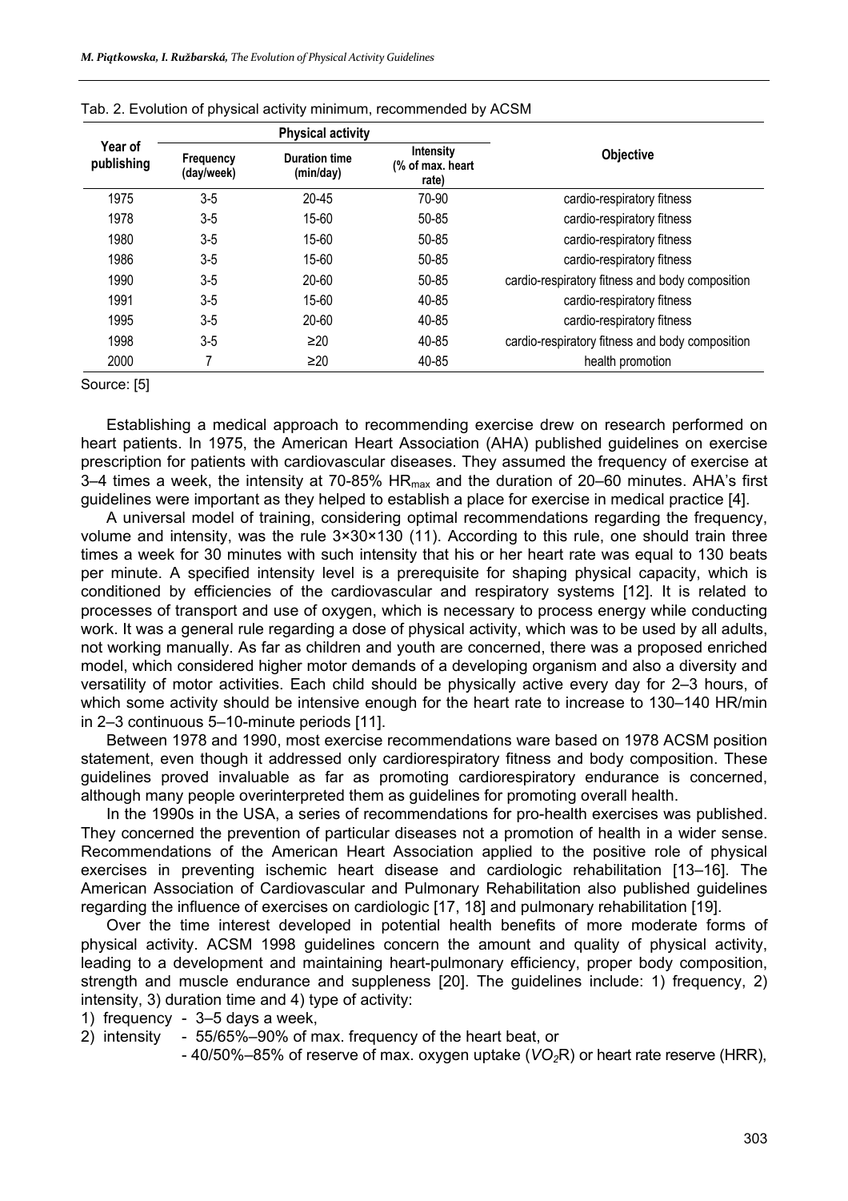Tab. 2. Evolution of physical activity minimum, recommended by ACSM

| Year of publishing | Physical activity | | | Objective |
|---|---|---|---|---|
| | Frequency (day/week) | Duration time (min/day) | Intensity (% of max. heart rate) | |
| 1975 | 3-5 | 20-45 | 70-90 | cardio-respiratory fitness |
| 1978 | 3-5 | 15-60 | 50-85 | cardio-respiratory fitness |
| 1980 | 3-5 | 15-60 | 50-85 | cardio-respiratory fitness |
| 1986 | 3-5 | 15-60 | 50-85 | cardio-respiratory fitness |
| 1990 | 3-5 | 20-60 | 50-85 | cardio-respiratory fitness and body composition |
| 1991 | 3-5 | 15-60 | 40-85 | cardio-respiratory fitness |
| 1995 | 3-5 | 20-60 | 40-85 | cardio-respiratory fitness |
| 1998 | 3-5 | ≥20 | 40-85 | cardio-respiratory fitness and body composition |
| 2000 | 7 | ≥20 | 40-85 | health promotion |

Source: [5]

Establishing a medical approach to recommending exercise drew on research performed on heart patients. In 1975, the American Heart Association (AHA) published guidelines on exercise prescription for patients with cardiovascular diseases. They assumed the frequency of exercise at 3–4 times a week, the intensity at 70-85% $HR_{max}$ and the duration of 20–60 minutes. AHA's first guidelines were important as they helped to establish a place for exercise in medical practice [4].

A universal model of training, considering optimal recommendations regarding the frequency, volume and intensity, was the rule 3×30×130 (11). According to this rule, one should train three times a week for 30 minutes with such intensity that his or her heart rate was equal to 130 beats per minute. A specified intensity level is a prerequisite for shaping physical capacity, which is conditioned by efficiencies of the cardiovascular and respiratory systems [12]. It is related to processes of transport and use of oxygen, which is necessary to process energy while conducting work. It was a general rule regarding a dose of physical activity, which was to be used by all adults, not working manually. As far as children and youth are concerned, there was a proposed enriched model, which considered higher motor demands of a developing organism and also a diversity and versatility of motor activities. Each child should be physically active every day for 2–3 hours, of which some activity should be intensive enough for the heart rate to increase to 130–140 HR/min in 2–3 continuous 5–10-minute periods [11].

Between 1978 and 1990, most exercise recommendations ware based on 1978 ACSM position statement, even though it addressed only cardiorespiratory fitness and body composition. These guidelines proved invaluable as far as promoting cardiorespiratory endurance is concerned, although many people overinterpreted them as guidelines for promoting overall health.

In the 1990s in the USA, a series of recommendations for pro-health exercises was published. They concerned the prevention of particular diseases not a promotion of health in a wider sense. Recommendations of the American Heart Association applied to the positive role of physical exercises in preventing ischemic heart disease and cardiologic rehabilitation [13–16]. The American Association of Cardiovascular and Pulmonary Rehabilitation also published guidelines regarding the influence of exercises on cardiologic [17, 18] and pulmonary rehabilitation [19].

Over the time interest developed in potential health benefits of more moderate forms of physical activity. ACSM 1998 guidelines concern the amount and quality of physical activity, leading to a development and maintaining heart-pulmonary efficiency, proper body composition, strength and muscle endurance and suppleness [20]. The guidelines include: 1) frequency, 2) intensity, 3) duration time and 4) type of activity:

1) frequency - 3–5 days a week,
2) intensity - 55/65%–90% of max. frequency of the heart beat, or
   - 40/50%–85% of reserve of max. oxygen uptake ($VO_2R$) or heart rate reserve (HRR),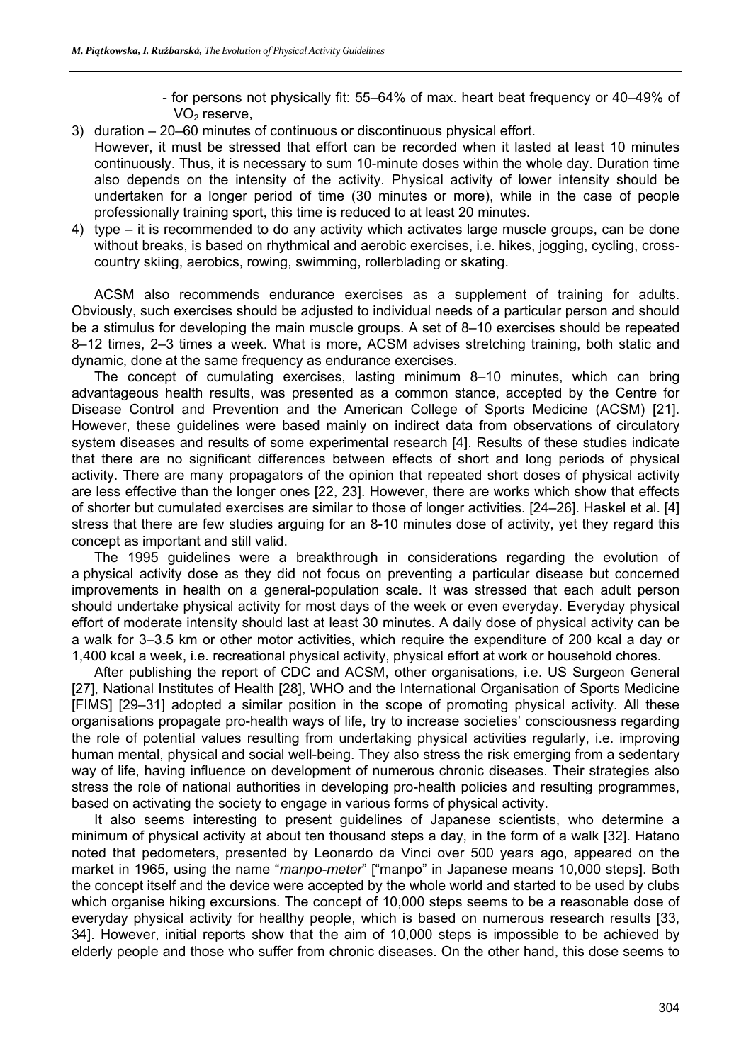- for persons not physically fit: 55–64% of max. heart beat frequency or 40–49% of $VO_2$ reserve,

3) duration – 20–60 minutes of continuous or discontinuous physical effort.
   However, it must be stressed that effort can be recorded when it lasted at least 10 minutes continuously. Thus, it is necessary to sum 10-minute doses within the whole day. Duration time also depends on the intensity of the activity. Physical activity of lower intensity should be undertaken for a longer period of time (30 minutes or more), while in the case of people professionally training sport, this time is reduced to at least 20 minutes.
4) type – it is recommended to do any activity which activates large muscle groups, can be done without breaks, is based on rhythmical and aerobic exercises, i.e. hikes, jogging, cycling, cross-country skiing, aerobics, rowing, swimming, rollerblading or skating.

ACSM also recommends endurance exercises as a supplement of training for adults. Obviously, such exercises should be adjusted to individual needs of a particular person and should be a stimulus for developing the main muscle groups. A set of 8–10 exercises should be repeated 8–12 times, 2–3 times a week. What is more, ACSM advises stretching training, both static and dynamic, done at the same frequency as endurance exercises.

The concept of cumulating exercises, lasting minimum 8–10 minutes, which can bring advantageous health results, was presented as a common stance, accepted by the Centre for Disease Control and Prevention and the American College of Sports Medicine (ACSM) [21]. However, these guidelines were based mainly on indirect data from observations of circulatory system diseases and results of some experimental research [4]. Results of these studies indicate that there are no significant differences between effects of short and long periods of physical activity. There are many propagators of the opinion that repeated short doses of physical activity are less effective than the longer ones [22, 23]. However, there are works which show that effects of shorter but cumulated exercises are similar to those of longer activities. [24–26]. Haskel et al. [4] stress that there are few studies arguing for an 8-10 minutes dose of activity, yet they regard this concept as important and still valid.

The 1995 guidelines were a breakthrough in considerations regarding the evolution of a physical activity dose as they did not focus on preventing a particular disease but concerned improvements in health on a general-population scale. It was stressed that each adult person should undertake physical activity for most days of the week or even everyday. Everyday physical effort of moderate intensity should last at least 30 minutes. A daily dose of physical activity can be a walk for 3–3.5 km or other motor activities, which require the expenditure of 200 kcal a day or 1,400 kcal a week, i.e. recreational physical activity, physical effort at work or household chores.

After publishing the report of CDC and ACSM, other organisations, i.e. US Surgeon General [27], National Institutes of Health [28], WHO and the International Organisation of Sports Medicine [FIMS] [29–31] adopted a similar position in the scope of promoting physical activity. All these organisations propagate pro-health ways of life, try to increase societies' consciousness regarding the role of potential values resulting from undertaking physical activities regularly, i.e. improving human mental, physical and social well-being. They also stress the risk emerging from a sedentary way of life, having influence on development of numerous chronic diseases. Their strategies also stress the role of national authorities in developing pro-health policies and resulting programmes, based on activating the society to engage in various forms of physical activity.

It also seems interesting to present guidelines of Japanese scientists, who determine a minimum of physical activity at about ten thousand steps a day, in the form of a walk [32]. Hatano noted that pedometers, presented by Leonardo da Vinci over 500 years ago, appeared on the market in 1965, using the name "*manpo-meter*" ["manpo" in Japanese means 10,000 steps]. Both the concept itself and the device were accepted by the whole world and started to be used by clubs which organise hiking excursions. The concept of 10,000 steps seems to be a reasonable dose of everyday physical activity for healthy people, which is based on numerous research results [33, 34]. However, initial reports show that the aim of 10,000 steps is impossible to be achieved by elderly people and those who suffer from chronic diseases. On the other hand, this dose seems to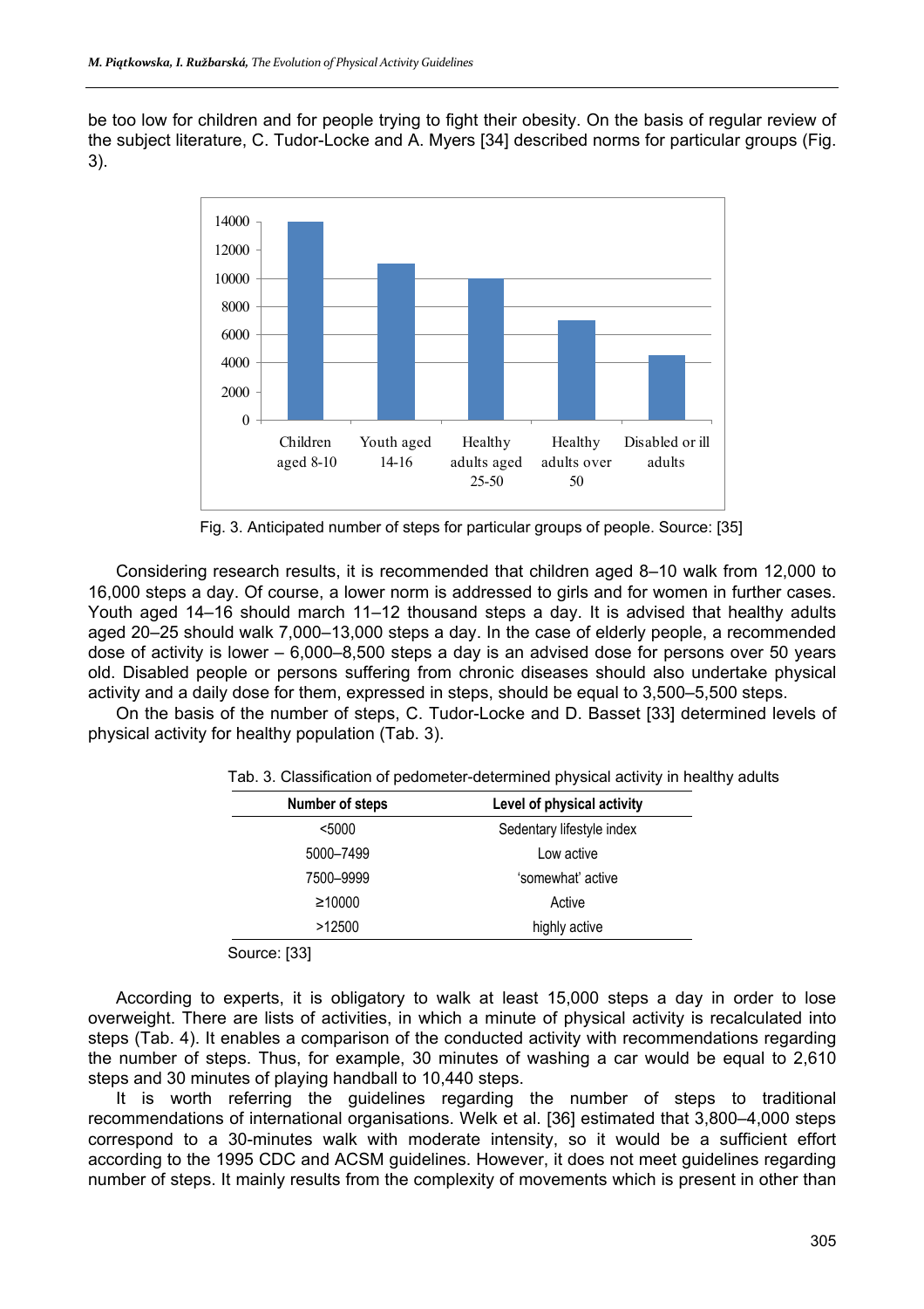be too low for children and for people trying to fight their obesity. On the basis of regular review of the subject literature, C. Tudor-Locke and A. Myers [34] described norms for particular groups (Fig. 3).

Fig. 3. Anticipated number of steps for particular groups of people. Source: [35]

Considering research results, it is recommended that children aged 8–10 walk from 12,000 to 16,000 steps a day. Of course, a lower norm is addressed to girls and for women in further cases. Youth aged 14–16 should march 11–12 thousand steps a day. It is advised that healthy adults aged 20–25 should walk 7,000–13,000 steps a day. In the case of elderly people, a recommended dose of activity is lower – 6,000–8,500 steps a day is an advised dose for persons over 50 years old. Disabled people or persons suffering from chronic diseases should also undertake physical activity and a daily dose for them, expressed in steps, should be equal to 3,500–5,500 steps.

On the basis of the number of steps, C. Tudor-Locke and D. Basset [33] determined levels of physical activity for healthy population (Tab. 3).

Tab. 3. Classification of pedometer-determined physical activity in healthy adults

| Number of steps | Level of physical activity |
|---|---|
| <5000 | Sedentary lifestyle index |
| 5000–7499 | Low active |
| 7500–9999 | 'somewhat' active |
| ≥10000 | Active |
| >12500 | highly active |

Source: [33]

According to experts, it is obligatory to walk at least 15,000 steps a day in order to lose overweight. There are lists of activities, in which a minute of physical activity is recalculated into steps (Tab. 4). It enables a comparison of the conducted activity with recommendations regarding the number of steps. Thus, for example, 30 minutes of washing a car would be equal to 2,610 steps and 30 minutes of playing handball to 10,440 steps.

It is worth referring the guidelines regarding the number of steps to traditional recommendations of international organisations. Welk et al. [36] estimated that 3,800–4,000 steps correspond to a 30-minutes walk with moderate intensity, so it would be a sufficient effort according to the 1995 CDC and ACSM guidelines. However, it does not meet guidelines regarding number of steps. It mainly results from the complexity of movements which is present in other than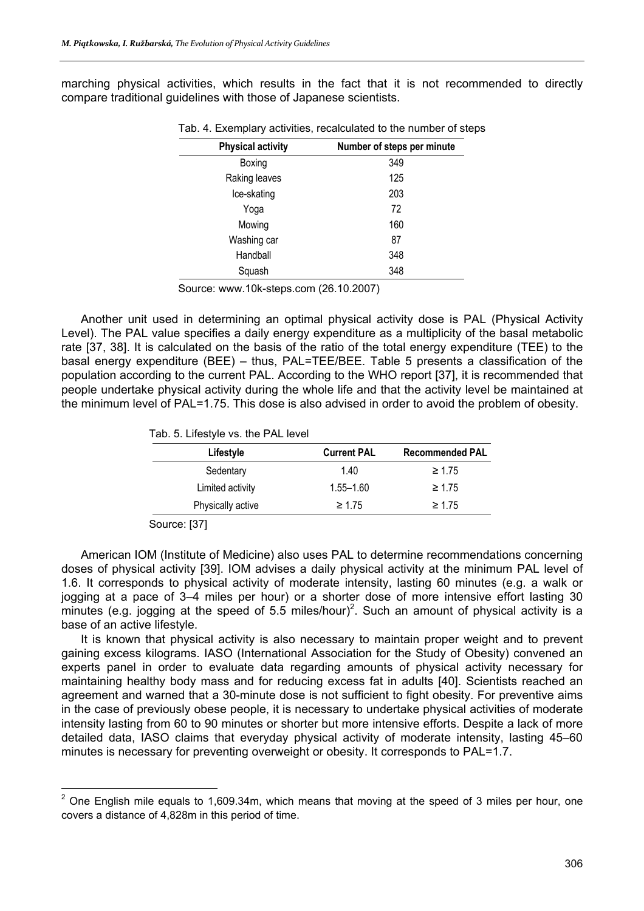marching physical activities, which results in the fact that it is not recommended to directly compare traditional guidelines with those of Japanese scientists.

Tab. 4. Exemplary activities, recalculated to the number of steps

| Physical activity | Number of steps per minute |
|---|---|
| Boxing | 349 |
| Raking leaves | 125 |
| Ice-skating | 203 |
| Yoga | 72 |
| Mowing | 160 |
| Washing car | 87 |
| Handball | 348 |
| Squash | 348 |

Source: www.10k-steps.com (26.10.2007)

Another unit used in determining an optimal physical activity dose is PAL (Physical Activity Level). The PAL value specifies a daily energy expenditure as a multiplicity of the basal metabolic rate [37, 38]. It is calculated on the basis of the ratio of the total energy expenditure (TEE) to the basal energy expenditure (BEE) – thus, PAL=TEE/BEE. Table 5 presents a classification of the population according to the current PAL. According to the WHO report [37], it is recommended that people undertake physical activity during the whole life and that the activity level be maintained at the minimum level of PAL=1.75. This dose is also advised in order to avoid the problem of obesity.

Tab. 5. Lifestyle vs. the PAL level

| Lifestyle | Current PAL | Recommended PAL |
|---|---|---|
| Sedentary | 1.40 | ≥ 1.75 |
| Limited activity | 1.55–1.60 | ≥ 1.75 |
| Physically active | ≥ 1.75 | ≥ 1.75 |

Source: [37]

American IOM (Institute of Medicine) also uses PAL to determine recommendations concerning doses of physical activity [39]. IOM advises a daily physical activity at the minimum PAL level of 1.6. It corresponds to physical activity of moderate intensity, lasting 60 minutes (e.g. a walk or jogging at a pace of 3–4 miles per hour) or a shorter dose of more intensive effort lasting 30 minutes (e.g. jogging at the speed of 5.5 miles/hour)[2]. Such an amount of physical activity is a base of an active lifestyle.

It is known that physical activity is also necessary to maintain proper weight and to prevent gaining excess kilograms. IASO (International Association for the Study of Obesity) convened an experts panel in order to evaluate data regarding amounts of physical activity necessary for maintaining healthy body mass and for reducing excess fat in adults [40]. Scientists reached an agreement and warned that a 30-minute dose is not sufficient to fight obesity. For preventive aims in the case of previously obese people, it is necessary to undertake physical activities of moderate intensity lasting from 60 to 90 minutes or shorter but more intensive efforts. Despite a lack of more detailed data, IASO claims that everyday physical activity of moderate intensity, lasting 45–60 minutes is necessary for preventing overweight or obesity. It corresponds to PAL=1.7.

[2] One English mile equals to 1,609.34m, which means that moving at the speed of 3 miles per hour, one covers a distance of 4,828m in this period of time.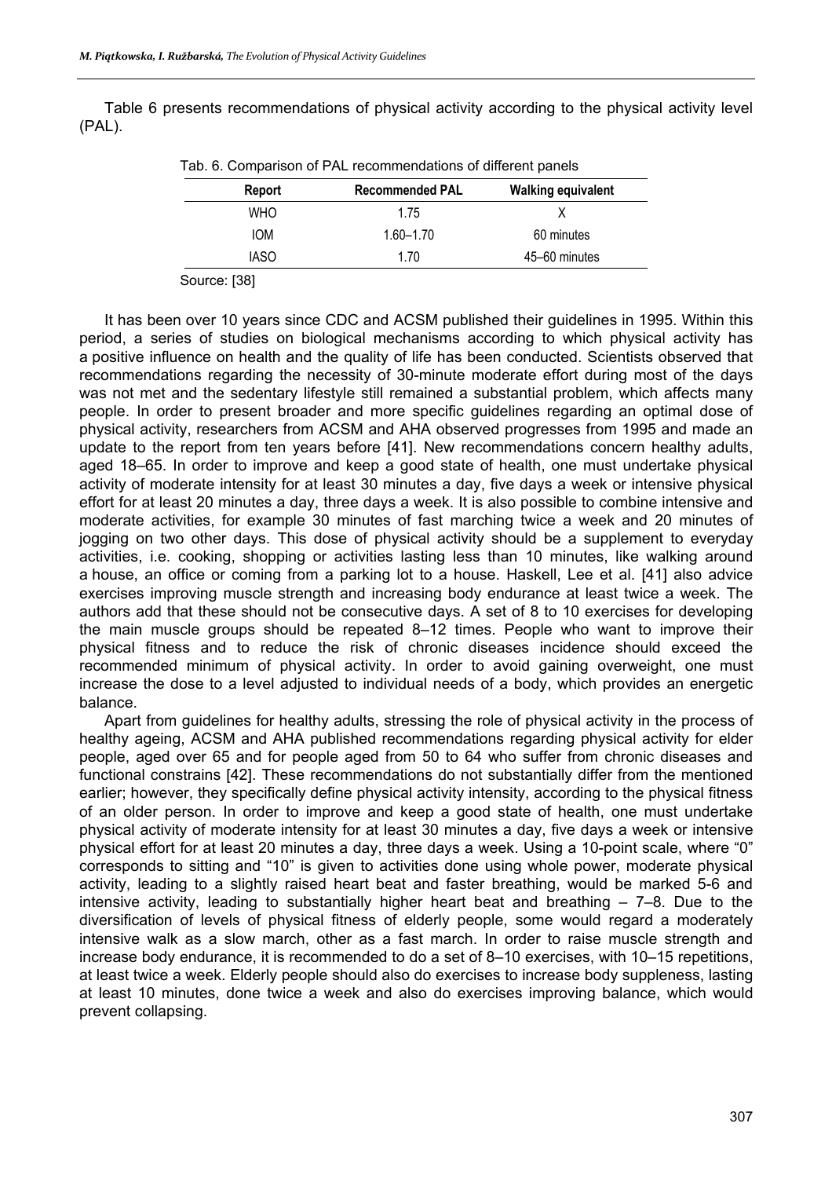Table 6 presents recommendations of physical activity according to the physical activity level (PAL).

Tab. 6. Comparison of PAL recommendations of different panels

| Report | Recommended PAL | Walking equivalent |
|---|---|---|
| WHO | 1.75 | X |
| IOM | 1.60–1.70 | 60 minutes |
| IASO | 1.70 | 45–60 minutes |

Source: [38]

It has been over 10 years since CDC and ACSM published their guidelines in 1995. Within this period, a series of studies on biological mechanisms according to which physical activity has a positive influence on health and the quality of life has been conducted. Scientists observed that recommendations regarding the necessity of 30-minute moderate effort during most of the days was not met and the sedentary lifestyle still remained a substantial problem, which affects many people. In order to present broader and more specific guidelines regarding an optimal dose of physical activity, researchers from ACSM and AHA observed progresses from 1995 and made an update to the report from ten years before [41]. New recommendations concern healthy adults, aged 18–65. In order to improve and keep a good state of health, one must undertake physical activity of moderate intensity for at least 30 minutes a day, five days a week or intensive physical effort for at least 20 minutes a day, three days a week. It is also possible to combine intensive and moderate activities, for example 30 minutes of fast marching twice a week and 20 minutes of jogging on two other days. This dose of physical activity should be a supplement to everyday activities, i.e. cooking, shopping or activities lasting less than 10 minutes, like walking around a house, an office or coming from a parking lot to a house. Haskell, Lee et al. [41] also advice exercises improving muscle strength and increasing body endurance at least twice a week. The authors add that these should not be consecutive days. A set of 8 to 10 exercises for developing the main muscle groups should be repeated 8–12 times. People who want to improve their physical fitness and to reduce the risk of chronic diseases incidence should exceed the recommended minimum of physical activity. In order to avoid gaining overweight, one must increase the dose to a level adjusted to individual needs of a body, which provides an energetic balance.

Apart from guidelines for healthy adults, stressing the role of physical activity in the process of healthy ageing, ACSM and AHA published recommendations regarding physical activity for elder people, aged over 65 and for people aged from 50 to 64 who suffer from chronic diseases and functional constrains [42]. These recommendations do not substantially differ from the mentioned earlier; however, they specifically define physical activity intensity, according to the physical fitness of an older person. In order to improve and keep a good state of health, one must undertake physical activity of moderate intensity for at least 30 minutes a day, five days a week or intensive physical effort for at least 20 minutes a day, three days a week. Using a 10-point scale, where "0" corresponds to sitting and "10" is given to activities done using whole power, moderate physical activity, leading to a slightly raised heart beat and faster breathing, would be marked 5-6 and intensive activity, leading to substantially higher heart beat and breathing – 7–8. Due to the diversification of levels of physical fitness of elderly people, some would regard a moderately intensive walk as a slow march, other as a fast march. In order to raise muscle strength and increase body endurance, it is recommended to do a set of 8–10 exercises, with 10–15 repetitions, at least twice a week. Elderly people should also do exercises to increase body suppleness, lasting at least 10 minutes, done twice a week and also do exercises improving balance, which would prevent collapsing.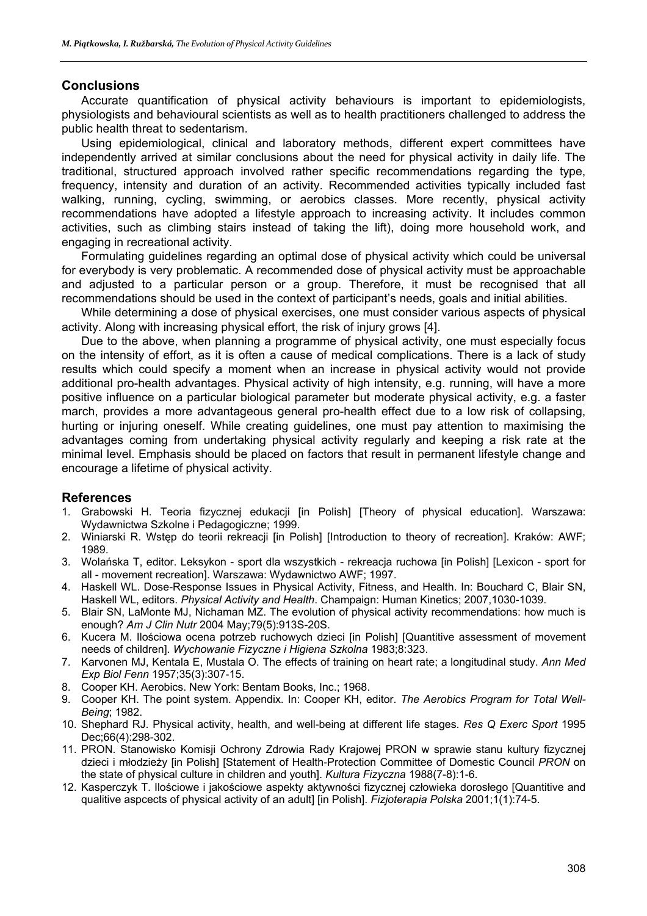## Conclusions

Accurate quantification of physical activity behaviours is important to epidemiologists, physiologists and behavioural scientists as well as to health practitioners challenged to address the public health threat to sedentarism.

Using epidemiological, clinical and laboratory methods, different expert committees have independently arrived at similar conclusions about the need for physical activity in daily life. The traditional, structured approach involved rather specific recommendations regarding the type, frequency, intensity and duration of an activity. Recommended activities typically included fast walking, running, cycling, swimming, or aerobics classes. More recently, physical activity recommendations have adopted a lifestyle approach to increasing activity. It includes common activities, such as climbing stairs instead of taking the lift), doing more household work, and engaging in recreational activity.

Formulating guidelines regarding an optimal dose of physical activity which could be universal for everybody is very problematic. A recommended dose of physical activity must be approachable and adjusted to a particular person or a group. Therefore, it must be recognised that all recommendations should be used in the context of participant's needs, goals and initial abilities.

While determining a dose of physical exercises, one must consider various aspects of physical activity. Along with increasing physical effort, the risk of injury grows [4].

Due to the above, when planning a programme of physical activity, one must especially focus on the intensity of effort, as it is often a cause of medical complications. There is a lack of study results which could specify a moment when an increase in physical activity would not provide additional pro-health advantages. Physical activity of high intensity, e.g. running, will have a more positive influence on a particular biological parameter but moderate physical activity, e.g. a faster march, provides a more advantageous general pro-health effect due to a low risk of collapsing, hurting or injuring oneself. While creating guidelines, one must pay attention to maximising the advantages coming from undertaking physical activity regularly and keeping a risk rate at the minimal level. Emphasis should be placed on factors that result in permanent lifestyle change and encourage a lifetime of physical activity.

## References

1. Grabowski H. Teoria fizycznej edukacji [in Polish] [Theory of physical education]. Warszawa: Wydawnictwa Szkolne i Pedagogiczne; 1999.
2. Winiarski R. Wstęp do teorii rekreacji [in Polish] [Introduction to theory of recreation]. Kraków: AWF; 1989.
3. Wolańska T, editor. Leksykon - sport dla wszystkich - rekreacja ruchowa [in Polish] [Lexicon - sport for all - movement recreation]. Warszawa: Wydawnictwo AWF; 1997.
4. Haskell WL. Dose-Response Issues in Physical Activity, Fitness, and Health. In: Bouchard C, Blair SN, Haskell WL, editors. *Physical Activity and Health*. Champaign: Human Kinetics; 2007,1030-1039.
5. Blair SN, LaMonte MJ, Nichaman MZ. The evolution of physical activity recommendations: how much is enough? *Am J Clin Nutr* 2004 May;79(5):913S-20S.
6. Kucera M. Ilościowa ocena potrzeb ruchowych dzieci [in Polish] [Quantitive assessment of movement needs of children]. *Wychowanie Fizyczne i Higiena Szkolna* 1983;8:323.
7. Karvonen MJ, Kentala E, Mustala O. The effects of training on heart rate; a longitudinal study. *Ann Med Exp Biol Fenn* 1957;35(3):307-15.
8. Cooper KH. Aerobics. New York: Bentam Books, Inc.; 1968.
9. Cooper KH. The point system. Appendix. In: Cooper KH, editor. *The Aerobics Program for Total Well-Being*; 1982.
10. Shephard RJ. Physical activity, health, and well-being at different life stages. *Res Q Exerc Sport* 1995 Dec;66(4):298-302.
11. PRON. Stanowisko Komisji Ochrony Zdrowia Rady Krajowej PRON w sprawie stanu kultury fizycznej dzieci i młodzieży [in Polish] [Statement of Health-Protection Committee of Domestic Council *PRON* on the state of physical culture in children and youth]. *Kultura Fizyczna* 1988(7-8):1-6.
12. Kasperczyk T. Ilościowe i jakościowe aspekty aktywności fizycznej człowieka dorosłego [Quantitive and qualitive aspcects of physical activity of an adult] [in Polish]. *Fizjoterapia Polska* 2001;1(1):74-5.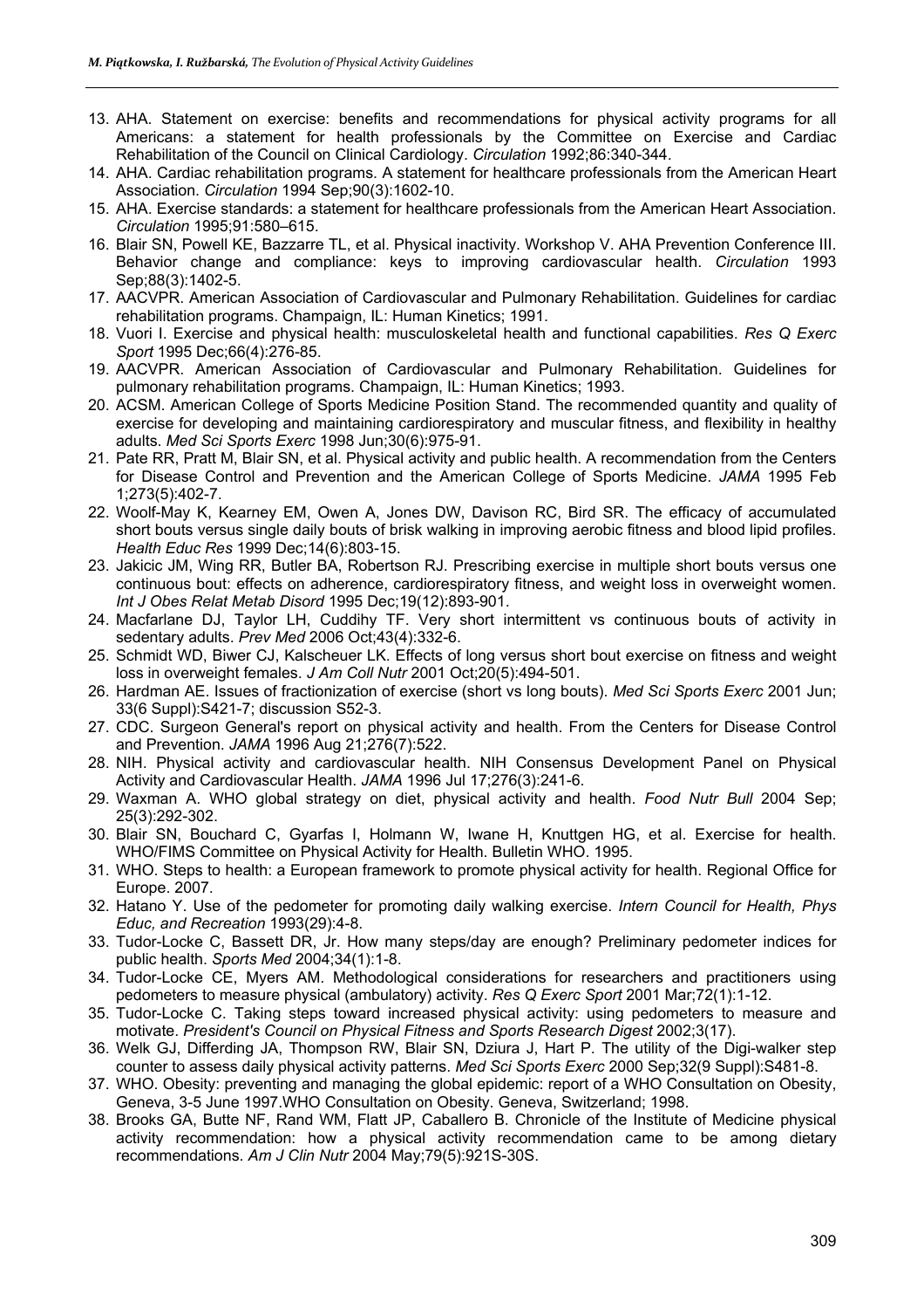13. AHA. Statement on exercise: benefits and recommendations for physical activity programs for all Americans: a statement for health professionals by the Committee on Exercise and Cardiac Rehabilitation of the Council on Clinical Cardiology. *Circulation* 1992;86:340-344.
14. AHA. Cardiac rehabilitation programs. A statement for healthcare professionals from the American Heart Association. *Circulation* 1994 Sep;90(3):1602-10.
15. AHA. Exercise standards: a statement for healthcare professionals from the American Heart Association. *Circulation* 1995;91:580–615.
16. Blair SN, Powell KE, Bazzarre TL, et al. Physical inactivity. Workshop V. AHA Prevention Conference III. Behavior change and compliance: keys to improving cardiovascular health. *Circulation* 1993 Sep;88(3):1402-5.
17. AACVPR. American Association of Cardiovascular and Pulmonary Rehabilitation. Guidelines for cardiac rehabilitation programs. Champaign, IL: Human Kinetics; 1991.
18. Vuori I. Exercise and physical health: musculoskeletal health and functional capabilities. *Res Q Exerc Sport* 1995 Dec;66(4):276-85.
19. AACVPR. American Association of Cardiovascular and Pulmonary Rehabilitation. Guidelines for pulmonary rehabilitation programs. Champaign, IL: Human Kinetics; 1993.
20. ACSM. American College of Sports Medicine Position Stand. The recommended quantity and quality of exercise for developing and maintaining cardiorespiratory and muscular fitness, and flexibility in healthy adults. *Med Sci Sports Exerc* 1998 Jun;30(6):975-91.
21. Pate RR, Pratt M, Blair SN, et al. Physical activity and public health. A recommendation from the Centers for Disease Control and Prevention and the American College of Sports Medicine. *JAMA* 1995 Feb 1;273(5):402-7.
22. Woolf-May K, Kearney EM, Owen A, Jones DW, Davison RC, Bird SR. The efficacy of accumulated short bouts versus single daily bouts of brisk walking in improving aerobic fitness and blood lipid profiles. *Health Educ Res* 1999 Dec;14(6):803-15.
23. Jakicic JM, Wing RR, Butler BA, Robertson RJ. Prescribing exercise in multiple short bouts versus one continuous bout: effects on adherence, cardiorespiratory fitness, and weight loss in overweight women. *Int J Obes Relat Metab Disord* 1995 Dec;19(12):893-901.
24. Macfarlane DJ, Taylor LH, Cuddihy TF. Very short intermittent vs continuous bouts of activity in sedentary adults. *Prev Med* 2006 Oct;43(4):332-6.
25. Schmidt WD, Biwer CJ, Kalscheuer LK. Effects of long versus short bout exercise on fitness and weight loss in overweight females. *J Am Coll Nutr* 2001 Oct;20(5):494-501.
26. Hardman AE. Issues of fractionization of exercise (short vs long bouts). *Med Sci Sports Exerc* 2001 Jun; 33(6 Suppl):S421-7; discussion S52-3.
27. CDC. Surgeon General's report on physical activity and health. From the Centers for Disease Control and Prevention. *JAMA* 1996 Aug 21;276(7):522.
28. NIH. Physical activity and cardiovascular health. NIH Consensus Development Panel on Physical Activity and Cardiovascular Health. *JAMA* 1996 Jul 17;276(3):241-6.
29. Waxman A. WHO global strategy on diet, physical activity and health. *Food Nutr Bull* 2004 Sep; 25(3):292-302.
30. Blair SN, Bouchard C, Gyarfas I, Holmann W, Iwane H, Knuttgen HG, et al. Exercise for health. WHO/FIMS Committee on Physical Activity for Health. Bulletin WHO. 1995.
31. WHO. Steps to health: a European framework to promote physical activity for health. Regional Office for Europe. 2007.
32. Hatano Y. Use of the pedometer for promoting daily walking exercise. *Intern Council for Health, Phys Educ, and Recreation* 1993(29):4-8.
33. Tudor-Locke C, Bassett DR, Jr. How many steps/day are enough? Preliminary pedometer indices for public health. *Sports Med* 2004;34(1):1-8.
34. Tudor-Locke CE, Myers AM. Methodological considerations for researchers and practitioners using pedometers to measure physical (ambulatory) activity. *Res Q Exerc Sport* 2001 Mar;72(1):1-12.
35. Tudor-Locke C. Taking steps toward increased physical activity: using pedometers to measure and motivate. *President's Council on Physical Fitness and Sports Research Digest* 2002;3(17).
36. Welk GJ, Differding JA, Thompson RW, Blair SN, Dziura J, Hart P. The utility of the Digi-walker step counter to assess daily physical activity patterns. *Med Sci Sports Exerc* 2000 Sep;32(9 Suppl):S481-8.
37. WHO. Obesity: preventing and managing the global epidemic: report of a WHO Consultation on Obesity, Geneva, 3-5 June 1997.WHO Consultation on Obesity. Geneva, Switzerland; 1998.
38. Brooks GA, Butte NF, Rand WM, Flatt JP, Caballero B. Chronicle of the Institute of Medicine physical activity recommendation: how a physical activity recommendation came to be among dietary recommendations. *Am J Clin Nutr* 2004 May;79(5):921S-30S.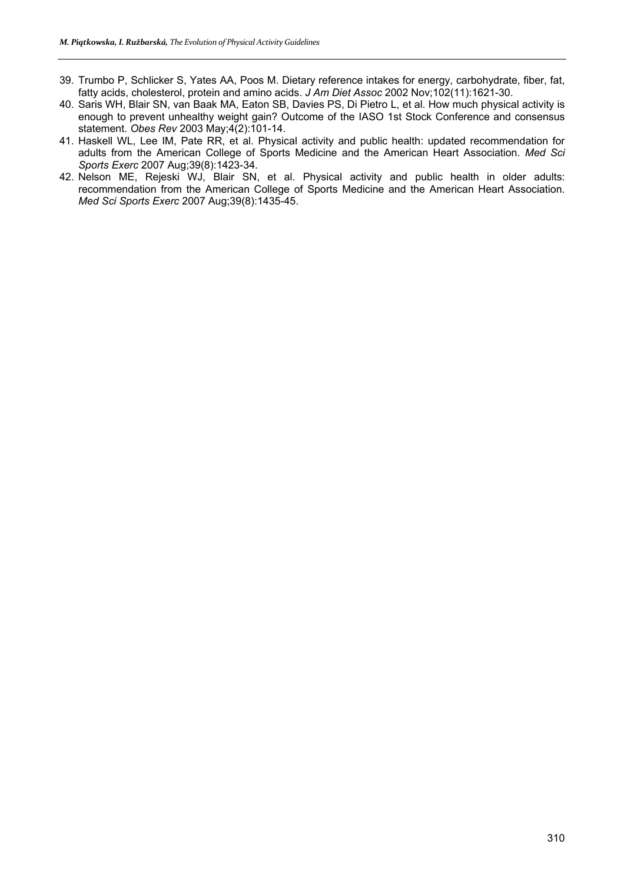39. Trumbo P, Schlicker S, Yates AA, Poos M. Dietary reference intakes for energy, carbohydrate, fiber, fat, fatty acids, cholesterol, protein and amino acids. *J Am Diet Assoc* 2002 Nov;102(11):1621-30.
40. Saris WH, Blair SN, van Baak MA, Eaton SB, Davies PS, Di Pietro L, et al. How much physical activity is enough to prevent unhealthy weight gain? Outcome of the IASO 1st Stock Conference and consensus statement. *Obes Rev* 2003 May;4(2):101-14.
41. Haskell WL, Lee IM, Pate RR, et al. Physical activity and public health: updated recommendation for adults from the American College of Sports Medicine and the American Heart Association. *Med Sci Sports Exerc* 2007 Aug;39(8):1423-34.
42. Nelson ME, Rejeski WJ, Blair SN, et al. Physical activity and public health in older adults: recommendation from the American College of Sports Medicine and the American Heart Association. *Med Sci Sports Exerc* 2007 Aug;39(8):1435-45.